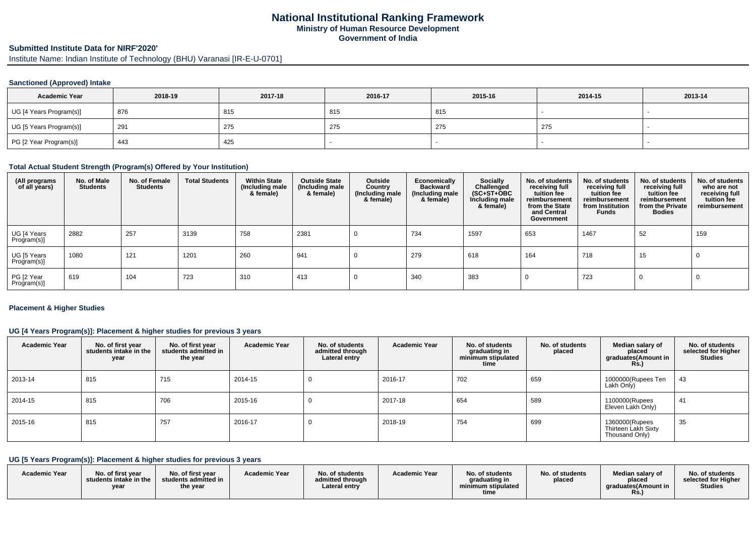# National Institutional Ranking Framework

**Ministry of Human Resource Development**

**Government of India**

## Submitted Institute Data for NIRF'2020'

Institute Name: Indian Institute of Technology (BHU) Varanasi [IR-E-U-0701]

### Sanctioned (Approved) Intake

| Academic Year | 2018-19 | 2017-18 | 2016-17 | 2015-16 | 2014-15 | 2013-14 |
|---|---|---|---|---|---|---|
| UG [4 Years Program(s)] | 876 | 815 | 815 | 815 | - | - |
| UG [5 Years Program(s)] | 291 | 275 | 275 | 275 | 275 | - |
| PG [2 Year Program(s)] | 443 | 425 | - | - | - | - |

### Total Actual Student Strength (Program(s) Offered by Your Institution)

| (All programs of all years) | No. of Male Students | No. of Female Students | Total Students | Within State (Including male & female) | Outside State (Including male & female) | Outside Country (Including male & female) | Economically Backward (Including male & female) | Socially Challenged (SC+ST+OBC Including male & female) | No. of students receiving full tuition fee reimbursement from the State and Central Government | No. of students receiving full tuition fee reimbursement from Institution Funds | No. of students receiving full tuition fee reimbursement from the Private Bodies | No. of students who are not receiving full tuition fee reimbursement |
|---|---|---|---|---|---|---|---|---|---|---|---|---|
| UG [4 Years Program(s)] | 2882 | 257 | 3139 | 758 | 2381 | 0 | 734 | 1597 | 653 | 1467 | 52 | 159 |
| UG [5 Years Program(s)] | 1080 | 121 | 1201 | 260 | 941 | 0 | 279 | 618 | 164 | 718 | 15 | 0 |
| PG [2 Year Program(s)] | 619 | 104 | 723 | 310 | 413 | 0 | 340 | 383 | 0 | 723 | 0 | 0 |

### Placement & Higher Studies

#### UG [4 Years Program(s)]: Placement & higher studies for previous 3 years

| Academic Year | No. of first year students intake in the year | No. of first year students admitted in the year | Academic Year | No. of students admitted through Lateral entry | Academic Year | No. of students graduating in minimum stipulated time | No. of students placed | Median salary of placed graduates(Amount in Rs.) | No. of students selected for Higher Studies |
|---|---|---|---|---|---|---|---|---|---|
| 2013-14 | 815 | 715 | 2014-15 | 0 | 2016-17 | 702 | 659 | 1000000(Rupees Ten Lakh Only) | 43 |
| 2014-15 | 815 | 706 | 2015-16 | 0 | 2017-18 | 654 | 589 | 1100000(Rupees Eleven Lakh Only) | 41 |
| 2015-16 | 815 | 757 | 2016-17 | 0 | 2018-19 | 754 | 699 | 1360000(Rupees Thirteen Lakh Sixty Thousand Only) | 35 |

#### UG [5 Years Program(s)]: Placement & higher studies for previous 3 years

| Academic Year | No. of first year students intake in the year | No. of first year students admitted in the year | Academic Year | No. of students admitted through Lateral entry | Academic Year | No. of students graduating in minimum stipulated time | No. of students placed | Median salary of placed graduates(Amount in Rs.) | No. of students selected for Higher Studies |
|---|---|---|---|---|---|---|---|---|---|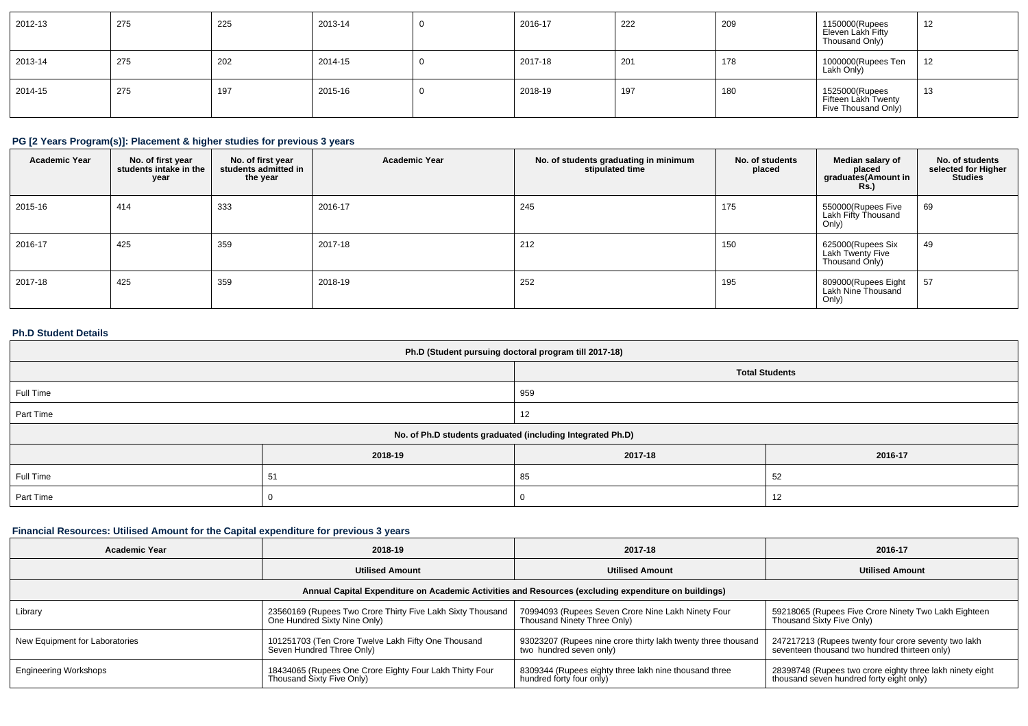| 2012-13 | 275 | 225 | 2013-14 | 0 | 2016-17 | 222 | 209 | 1150000(Rupees Eleven Lakh Fifty Thousand Only) | 12 |
|---|---|---|---|---|---|---|---|---|---|
| 2013-14 | 275 | 202 | 2014-15 | 0 | 2017-18 | 201 | 178 | 1000000(Rupees Ten Lakh Only) | 12 |
| 2014-15 | 275 | 197 | 2015-16 | 0 | 2018-19 | 197 | 180 | 1525000(Rupees Fifteen Lakh Twenty Five Thousand Only) | 13 |

### PG [2 Years Program(s)]: Placement & higher studies for previous 3 years

| Academic Year | No. of first year students intake in the year | No. of first year students admitted in the year | Academic Year | No. of students graduating in minimum stipulated time | No. of students placed | Median salary of placed graduates(Amount in Rs.) | No. of students selected for Higher Studies |
|---|---|---|---|---|---|---|---|
| 2015-16 | 414 | 333 | 2016-17 | 245 | 175 | 550000(Rupees Five Lakh Fifty Thousand Only) | 69 |
| 2016-17 | 425 | 359 | 2017-18 | 212 | 150 | 625000(Rupees Six Lakh Twenty Five Thousand Only) | 49 |
| 2017-18 | 425 | 359 | 2018-19 | 252 | 195 | 809000(Rupees Eight Lakh Nine Thousand Only) | 57 |

### Ph.D Student Details

| Ph.D (Student pursuing doctoral program till 2017-18) | | | |
|---|---|---|---|
| | Total Students | | |
| Full Time | 959 | | |
| Part Time | 12 | | |
| **No. of Ph.D students graduated (including Integrated Ph.D)** | | | |
| | 2018-19 | 2017-18 | 2016-17 |
| Full Time | 51 | 85 | 52 |
| Part Time | 0 | 0 | 12 |

### Financial Resources: Utilised Amount for the Capital expenditure for previous 3 years

| Academic Year | 2018-19 | 2017-18 | 2016-17 |
|---|---|---|---|
| | Utilised Amount | Utilised Amount | Utilised Amount |
| **Annual Capital Expenditure on Academic Activities and Resources (excluding expenditure on buildings)** | | | |
| Library | 23560169 (Rupees Two Crore Thirty Five Lakh Sixty Thousand One Hundred Sixty Nine Only) | 70994093 (Rupees Seven Crore Nine Lakh Ninety Four Thousand Ninety Three Only) | 59218065 (Rupees Five Crore Ninety Two Lakh Eighteen Thousand Sixty Five Only) |
| New Equipment for Laboratories | 101251703 (Ten Crore Twelve Lakh Fifty One Thousand Seven Hundred Three Only) | 93023207 (Rupees nine crore thirty lakh twenty three thousand two hundred seven only) | 247217213 (Rupees twenty four crore seventy two lakh seventeen thousand two hundred thirteen only) |
| Engineering Workshops | 18434065 (Rupees One Crore Eighty Four Lakh Thirty Four Thousand Sixty Five Only) | 8309344 (Rupees eighty three lakh nine thousand three hundred forty four only) | 28398748 (Rupees two crore eighty three lakh ninety eight thousand seven hundred forty eight only) |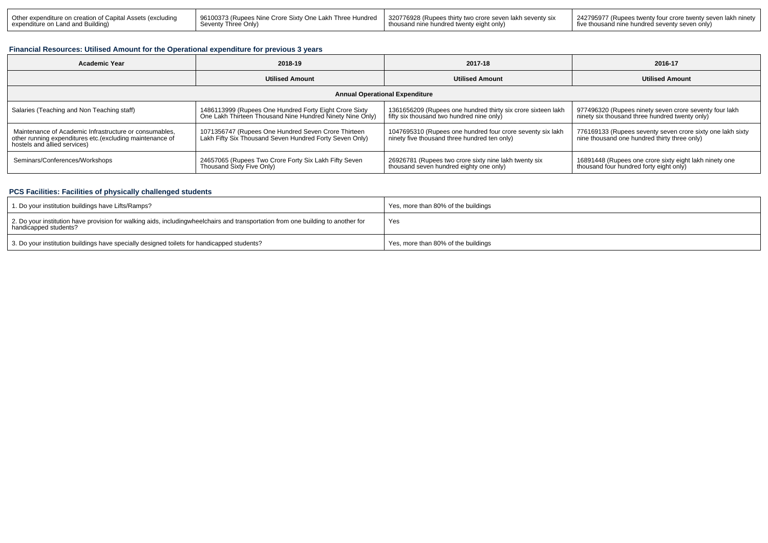| | | | |
|---|---|---|---|
| Other expenditure on creation of Capital Assets (excluding expenditure on Land and Building) | 96100373 (Rupees Nine Crore Sixty One Lakh Three Hundred Seventy Three Only) | 320776928 (Rupees thirty two crore seven lakh seventy six thousand nine hundred twenty eight only) | 242795977 (Rupees twenty four crore twenty seven lakh ninety five thousand nine hundred seventy seven only) |

### Financial Resources: Utilised Amount for the Operational expenditure for previous 3 years

| Academic Year | 2018-19 | 2017-18 | 2016-17 |
|---|---|---|---|
| | Utilised Amount | Utilised Amount | Utilised Amount |
| Annual Operational Expenditure | | | |
| Salaries (Teaching and Non Teaching staff) | 1486113999 (Rupees One Hundred Forty Eight Crore Sixty One Lakh Thirteen Thousand Nine Hundred Ninety Nine Only) | 1361656209 (Rupees one hundred thirty six crore sixteen lakh fifty six thousand two hundred nine only) | 977496320 (Rupees ninety seven crore seventy four lakh ninety six thousand three hundred twenty only) |
| Maintenance of Academic Infrastructure or consumables, other running expenditures etc.(excluding maintenance of hostels and allied services) | 1071356747 (Rupees One Hundred Seven Crore Thirteen Lakh Fifty Six Thousand Seven Hundred Forty Seven Only) | 1047695310 (Rupees one hundred four crore seventy six lakh ninety five thousand three hundred ten only) | 776169133 (Rupees seventy seven crore sixty one lakh sixty nine thousand one hundred thirty three only) |
| Seminars/Conferences/Workshops | 24657065 (Rupees Two Crore Forty Six Lakh Fifty Seven Thousand Sixty Five Only) | 26926781 (Rupees two crore sixty nine lakh twenty six thousand seven hundred eighty one only) | 16891448 (Rupees one crore sixty eight lakh ninety one thousand four hundred forty eight only) |

### PCS Facilities: Facilities of physically challenged students

| | |
|---|---|
| 1. Do your institution buildings have Lifts/Ramps? | Yes, more than 80% of the buildings |
| 2. Do your institution have provision for walking aids, includingwheelchairs and transportation from one building to another for handicapped students? | Yes |
| 3. Do your institution buildings have specially designed toilets for handicapped students? | Yes, more than 80% of the buildings |